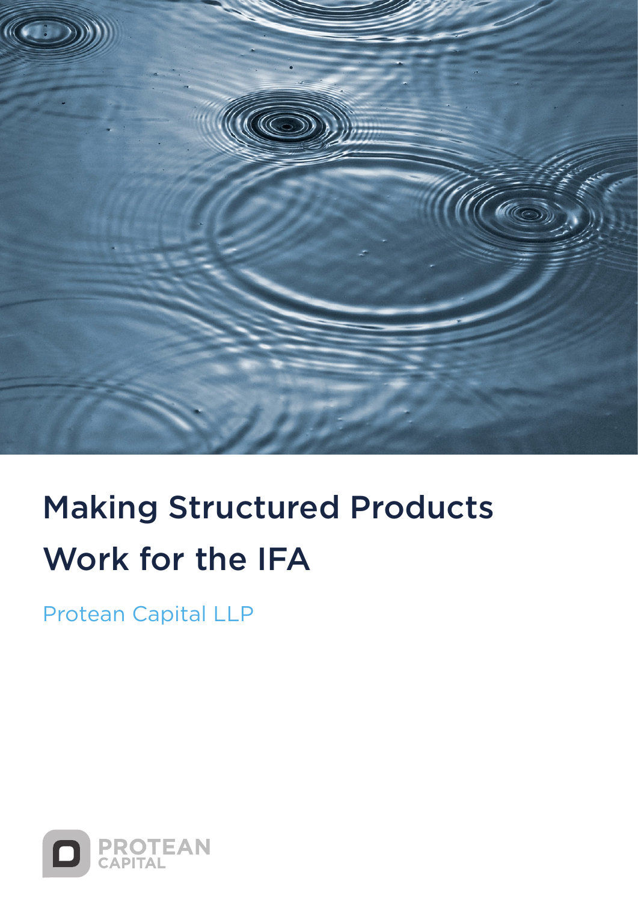# Making Structured Products Work for the IFA

Protean Capital LLP

PROTEAN CAPITAL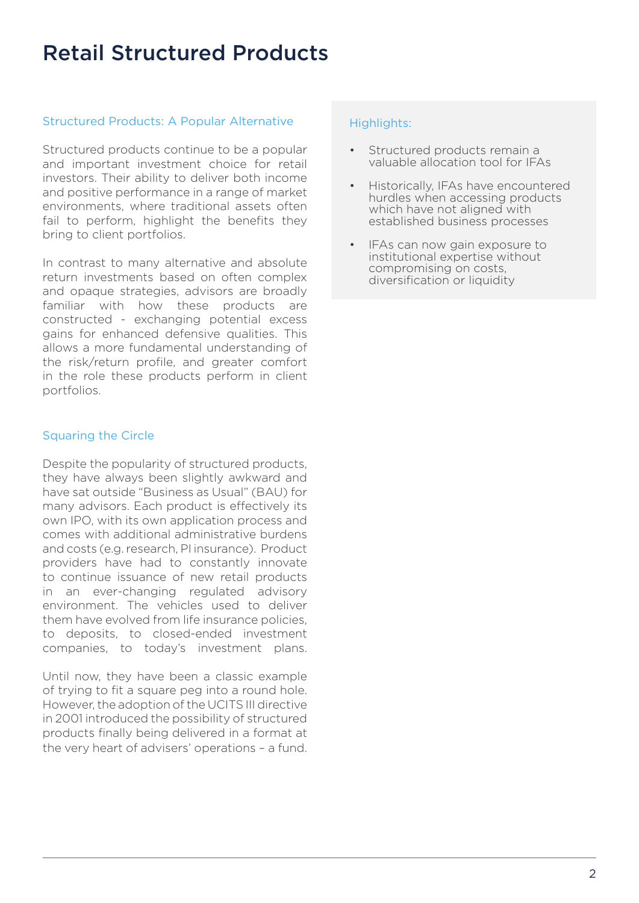# Retail Structured Products

## Structured Products: A Popular Alternative

Structured products continue to be a popular and important investment choice for retail investors. Their ability to deliver both income and positive performance in a range of market environments, where traditional assets often fail to perform, highlight the benefits they bring to client portfolios.

In contrast to many alternative and absolute return investments based on often complex and opaque strategies, advisors are broadly familiar with how these products are constructed - exchanging potential excess gains for enhanced defensive qualities. This allows a more fundamental understanding of the risk/return profile, and greater comfort in the role these products perform in client portfolios.

## Squaring the Circle

Despite the popularity of structured products, they have always been slightly awkward and have sat outside "Business as Usual" (BAU) for many advisors. Each product is effectively its own IPO, with its own application process and comes with additional administrative burdens and costs (e.g. research, PI insurance). Product providers have had to constantly innovate to continue issuance of new retail products in an ever-changing regulated advisory environment. The vehicles used to deliver them have evolved from life insurance policies, to deposits, to closed-ended investment companies, to today's investment plans.

Until now, they have been a classic example of trying to fit a square peg into a round hole. However, the adoption of the UCITS III directive in 2001 introduced the possibility of structured products finally being delivered in a format at the very heart of advisers' operations – a fund.

## Highlights:

- Structured products remain a valuable allocation tool for IFAs
- Historically, IFAs have encountered hurdles when accessing products which have not aligned with established business processes
- IFAs can now gain exposure to institutional expertise without compromising on costs, diversification or liquidity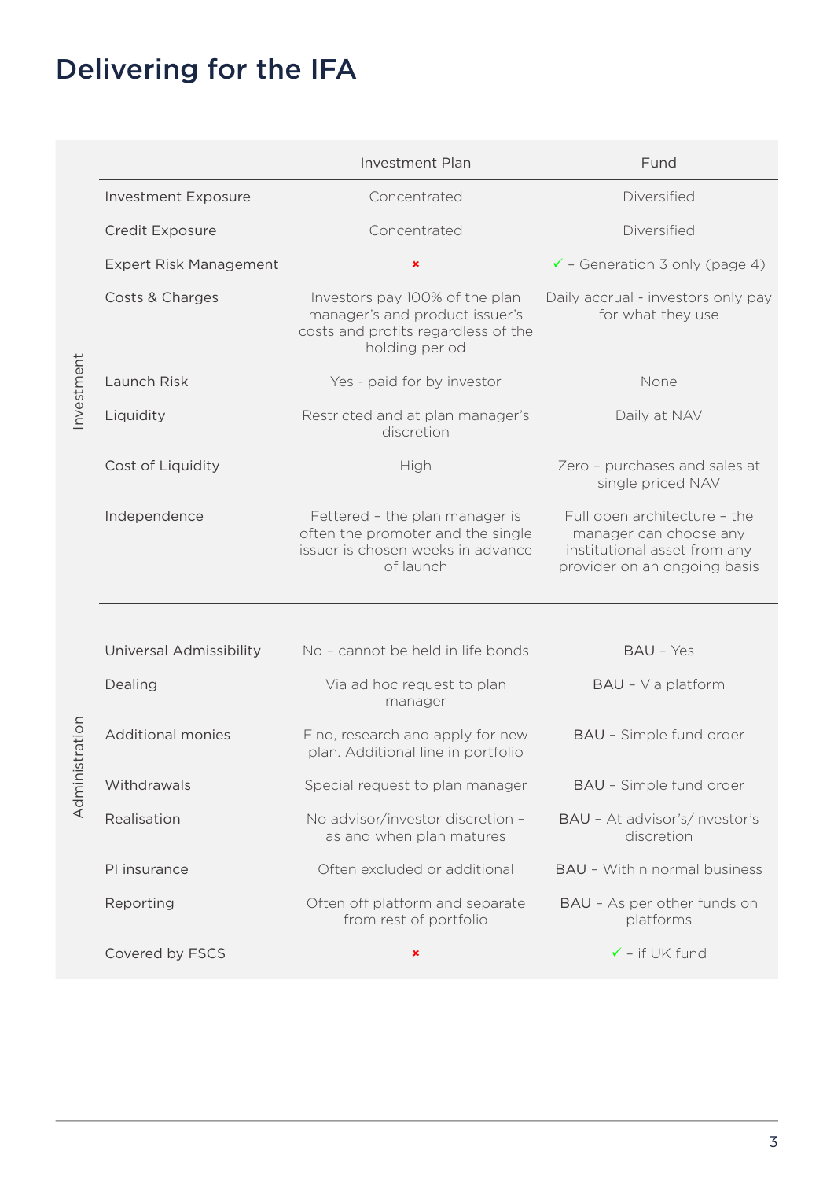# Delivering for the IFA

| | | Investment Plan | Fund |
|---|---|---|---|
| Investment | Investment Exposure | Concentrated | Diversified |
| | Credit Exposure | Concentrated | Diversified |
| | Expert Risk Management | ✗ | ✓ – Generation 3 only (page 4) |
| | Costs & Charges | Investors pay 100% of the plan manager's and product issuer's costs and profits regardless of the holding period | Daily accrual - investors only pay for what they use |
| | Launch Risk | Yes - paid for by investor | None |
| | Liquidity | Restricted and at plan manager's discretion | Daily at NAV |
| | Cost of Liquidity | High | Zero – purchases and sales at single priced NAV |
| | Independence | Fettered – the plan manager is often the promoter and the single issuer is chosen weeks in advance of launch | Full open architecture – the manager can choose any institutional asset from any provider on an ongoing basis |
| Administration | Universal Admissibility | No – cannot be held in life bonds | BAU – Yes |
| | Dealing | Via ad hoc request to plan manager | BAU – Via platform |
| | Additional monies | Find, research and apply for new plan. Additional line in portfolio | BAU – Simple fund order |
| | Withdrawals | Special request to plan manager | BAU – Simple fund order |
| | Realisation | No advisor/investor discretion – as and when plan matures | BAU – At advisor's/investor's discretion |
| | PI insurance | Often excluded or additional | BAU – Within normal business |
| | Reporting | Often off platform and separate from rest of portfolio | BAU – As per other funds on platforms |
| | Covered by FSCS | ✗ | ✓ – if UK fund |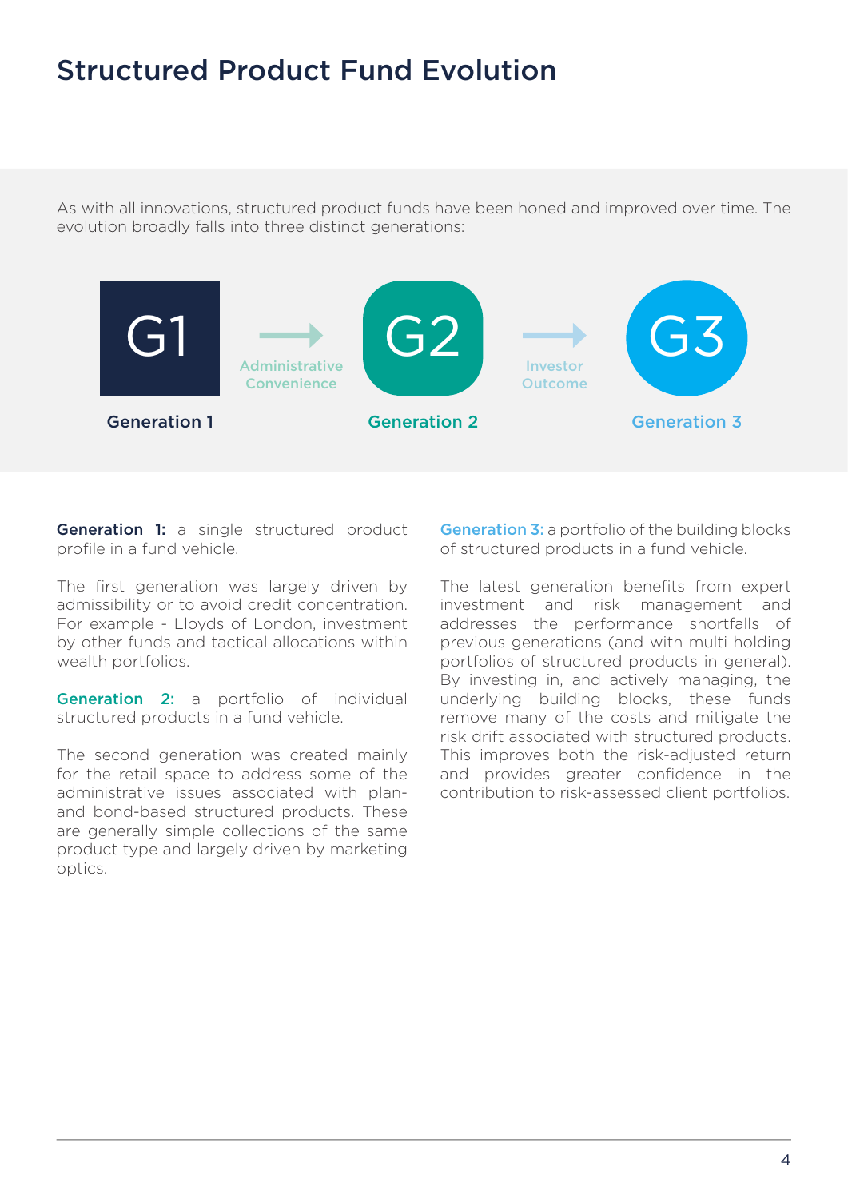# Structured Product Fund Evolution

As with all innovations, structured product funds have been honed and improved over time. The evolution broadly falls into three distinct generations:

G1 → Administrative Convenience → G2 → Investor Outcome → G3

Generation 1 | Generation 2 | Generation 3

**Generation 1:** a single structured product profile in a fund vehicle.

The first generation was largely driven by admissibility or to avoid credit concentration. For example - Lloyds of London, investment by other funds and tactical allocations within wealth portfolios.

**Generation 2:** a portfolio of individual structured products in a fund vehicle.

The second generation was created mainly for the retail space to address some of the administrative issues associated with plan- and bond-based structured products. These are generally simple collections of the same product type and largely driven by marketing optics.

**Generation 3:** a portfolio of the building blocks of structured products in a fund vehicle.

The latest generation benefits from expert investment and risk management and addresses the performance shortfalls of previous generations (and with multi holding portfolios of structured products in general). By investing in, and actively managing, the underlying building blocks, these funds remove many of the costs and mitigate the risk drift associated with structured products. This improves both the risk-adjusted return and provides greater confidence in the contribution to risk-assessed client portfolios.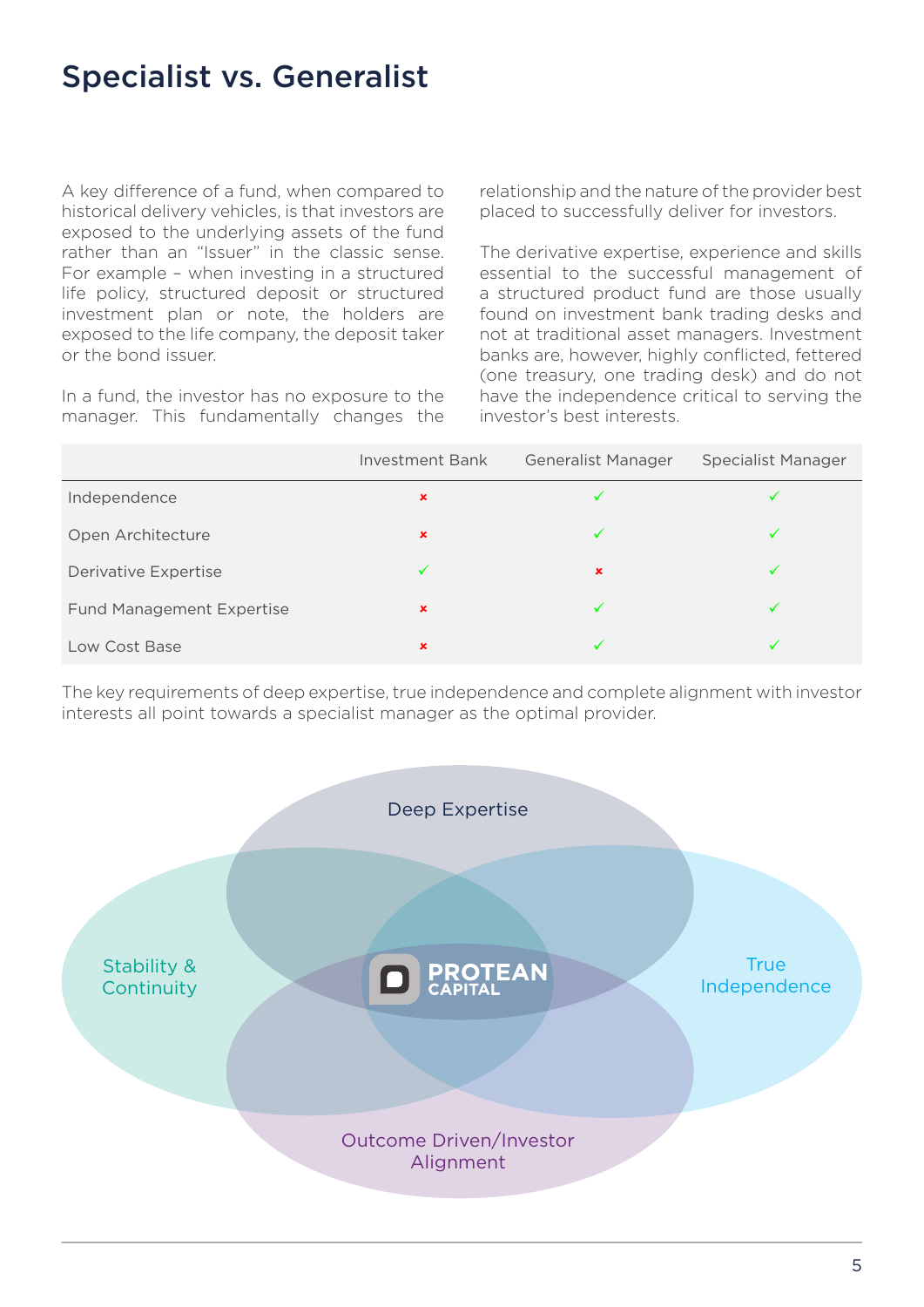# Specialist vs. Generalist

A key difference of a fund, when compared to historical delivery vehicles, is that investors are exposed to the underlying assets of the fund rather than an "Issuer" in the classic sense. For example – when investing in a structured life policy, structured deposit or structured investment plan or note, the holders are exposed to the life company, the deposit taker or the bond issuer.

In a fund, the investor has no exposure to the manager. This fundamentally changes the relationship and the nature of the provider best placed to successfully deliver for investors.

The derivative expertise, experience and skills essential to the successful management of a structured product fund are those usually found on investment bank trading desks and not at traditional asset managers. Investment banks are, however, highly conflicted, fettered (one treasury, one trading desk) and do not have the independence critical to serving the investor's best interests.

| | Investment Bank | Generalist Manager | Specialist Manager |
|---|---|---|---|
| Independence | ✗ | ✓ | ✓ |
| Open Architecture | ✗ | ✓ | ✓ |
| Derivative Expertise | ✓ | ✗ | ✓ |
| Fund Management Expertise | ✗ | ✓ | ✓ |
| Low Cost Base | ✗ | ✓ | ✓ |

The key requirements of deep expertise, true independence and complete alignment with investor interests all point towards a specialist manager as the optimal provider.

Deep Expertise

Stability & Continuity

PROTEAN CAPITAL

True Independence

Outcome Driven/Investor Alignment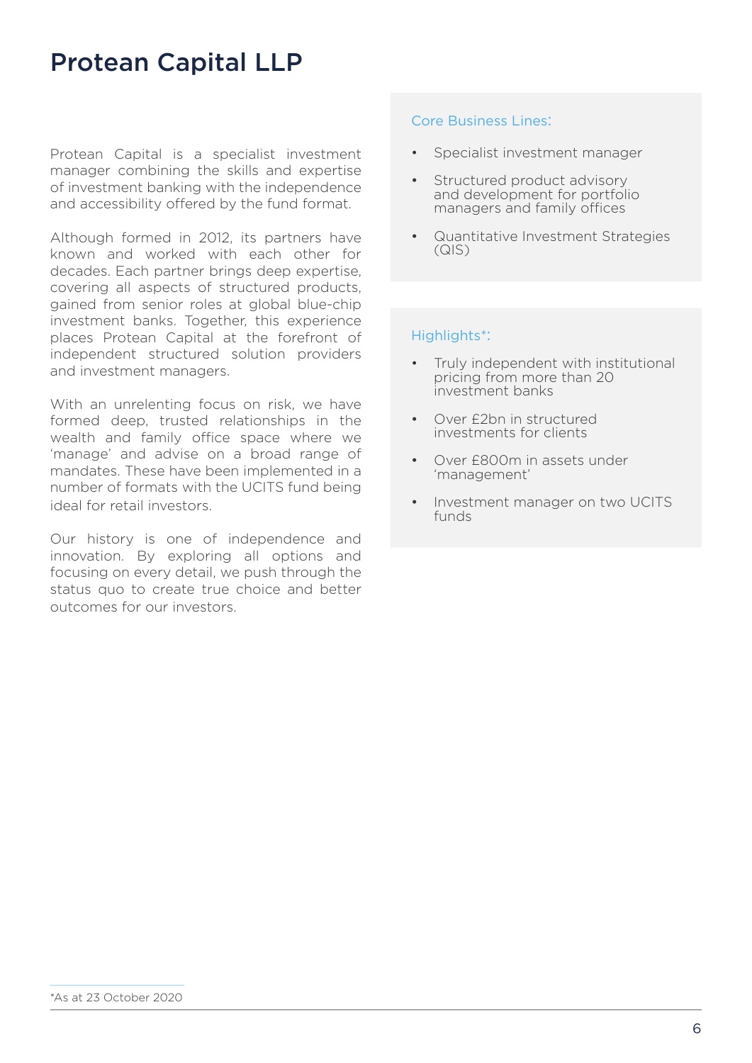# Protean Capital LLP

Protean Capital is a specialist investment manager combining the skills and expertise of investment banking with the independence and accessibility offered by the fund format.

Although formed in 2012, its partners have known and worked with each other for decades. Each partner brings deep expertise, covering all aspects of structured products, gained from senior roles at global blue-chip investment banks. Together, this experience places Protean Capital at the forefront of independent structured solution providers and investment managers.

With an unrelenting focus on risk, we have formed deep, trusted relationships in the wealth and family office space where we 'manage' and advise on a broad range of mandates. These have been implemented in a number of formats with the UCITS fund being ideal for retail investors.

Our history is one of independence and innovation. By exploring all options and focusing on every detail, we push through the status quo to create true choice and better outcomes for our investors.

### Core Business Lines:

- Specialist investment manager
- Structured product advisory and development for portfolio managers and family offices
- Quantitative Investment Strategies (QIS)

### Highlights*:

- Truly independent with institutional pricing from more than 20 investment banks
- Over £2bn in structured investments for clients
- Over £800m in assets under 'management'
- Investment manager on two UCITS funds

*As at 23 October 2020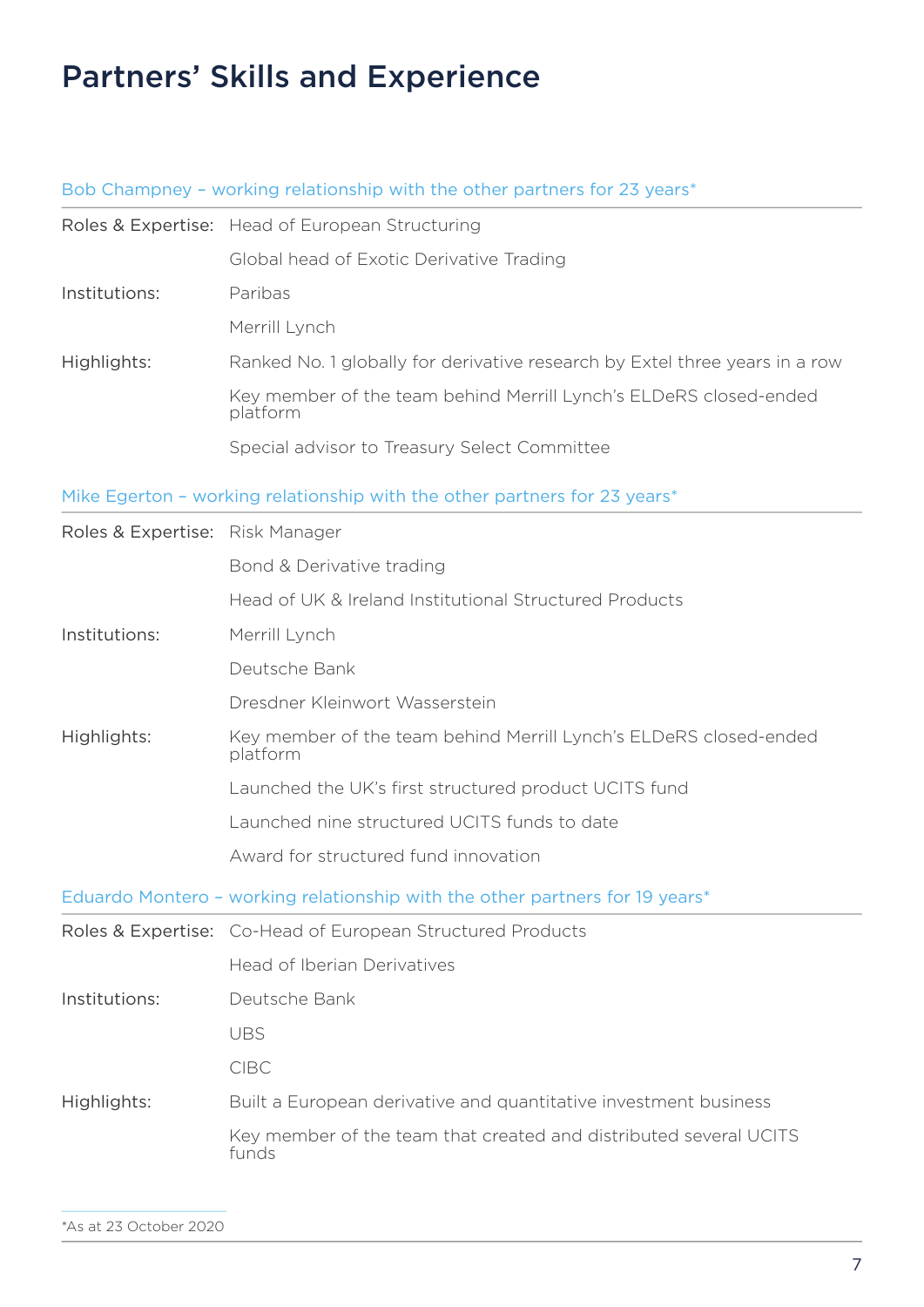# Partners' Skills and Experience

## Bob Champney – working relationship with the other partners for 23 years*

| | |
|---|---|
| Roles & Expertise: | Head of European Structuring |
| | Global head of Exotic Derivative Trading |
| Institutions: | Paribas |
| | Merrill Lynch |
| Highlights: | Ranked No. 1 globally for derivative research by Extel three years in a row |
| | Key member of the team behind Merrill Lynch's ELDeRS closed-ended platform |
| | Special advisor to Treasury Select Committee |

## Mike Egerton – working relationship with the other partners for 23 years*

| | |
|---|---|
| Roles & Expertise: | Risk Manager |
| | Bond & Derivative trading |
| | Head of UK & Ireland Institutional Structured Products |
| Institutions: | Merrill Lynch |
| | Deutsche Bank |
| | Dresdner Kleinwort Wasserstein |
| Highlights: | Key member of the team behind Merrill Lynch's ELDeRS closed-ended platform |
| | Launched the UK's first structured product UCITS fund |
| | Launched nine structured UCITS funds to date |
| | Award for structured fund innovation |

## Eduardo Montero – working relationship with the other partners for 19 years*

| | |
|---|---|
| Roles & Expertise: | Co-Head of European Structured Products |
| | Head of Iberian Derivatives |
| Institutions: | Deutsche Bank |
| | UBS |
| | CIBC |
| Highlights: | Built a European derivative and quantitative investment business |
| | Key member of the team that created and distributed several UCITS funds |

*As at 23 October 2020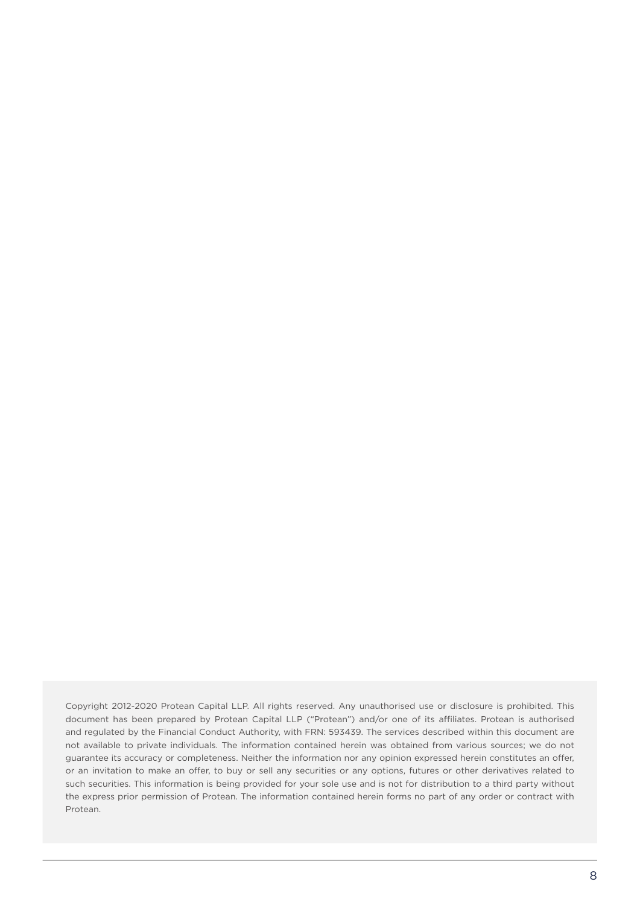Copyright 2012-2020 Protean Capital LLP. All rights reserved. Any unauthorised use or disclosure is prohibited. This document has been prepared by Protean Capital LLP ("Protean") and/or one of its affiliates. Protean is authorised and regulated by the Financial Conduct Authority, with FRN: 593439. The services described within this document are not available to private individuals. The information contained herein was obtained from various sources; we do not guarantee its accuracy or completeness. Neither the information nor any opinion expressed herein constitutes an offer, or an invitation to make an offer, to buy or sell any securities or any options, futures or other derivatives related to such securities. This information is being provided for your sole use and is not for distribution to a third party without the express prior permission of Protean. The information contained herein forms no part of any order or contract with Protean.